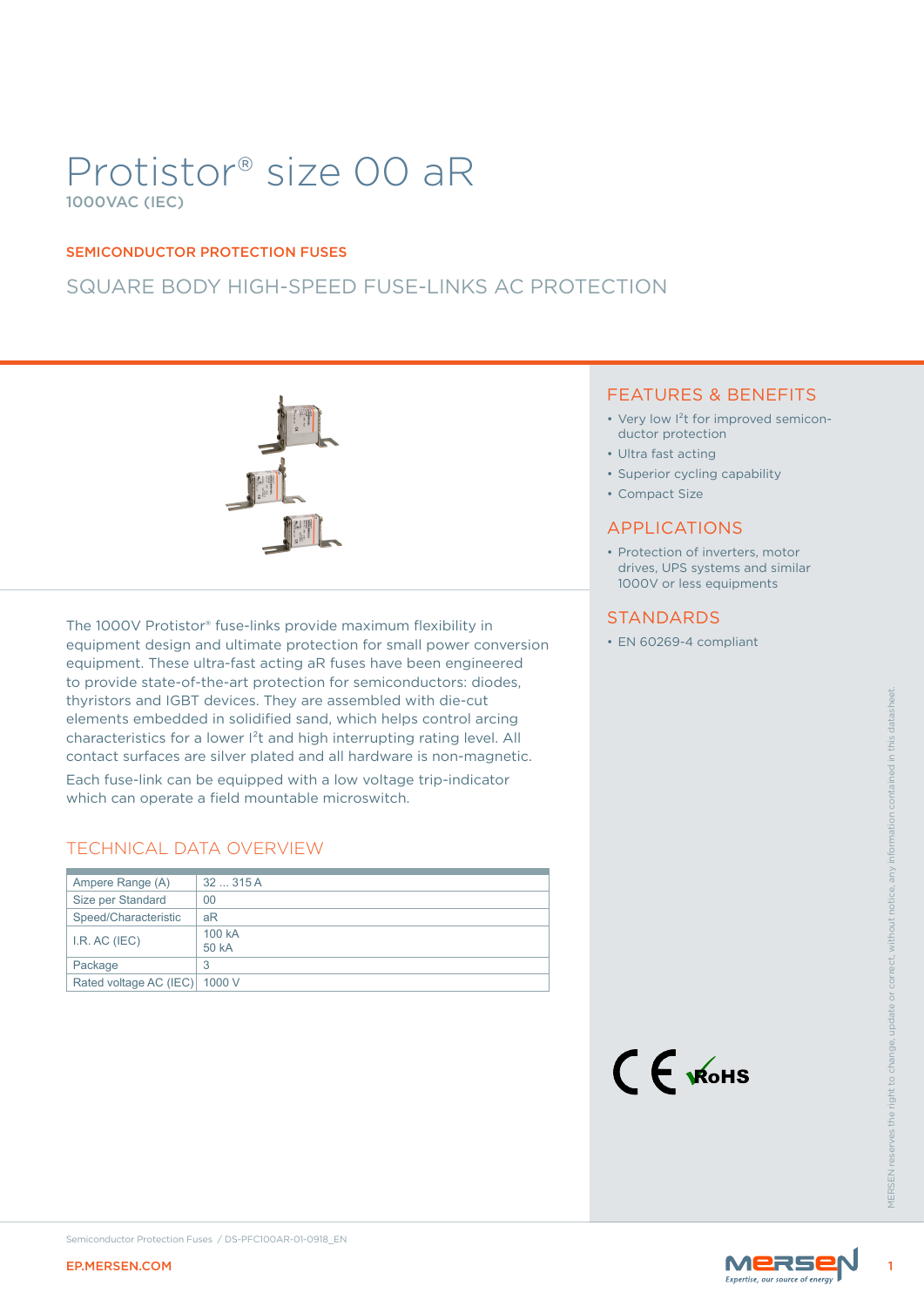# Protistor® size 00 aR

1000VAC (IEC)

SEMICONDUCTOR PROTECTION FUSES

## SQUARE BODY HIGH-SPEED FUSE-LINKS AC PROTECTION

The 1000V Protistor® fuse-links provide maximum flexibility in equipment design and ultimate protection for small power conversion equipment. These ultra-fast acting aR fuses have been engineered to provide state-of-the-art protection for semiconductors: diodes, thyristors and IGBT devices. They are assembled with die-cut elements embedded in solidified sand, which helps control arcing characteristics for a lower $I^2t$ and high interrupting rating level. All contact surfaces are silver plated and all hardware is non-magnetic.

Each fuse-link can be equipped with a low voltage trip-indicator which can operate a field mountable microswitch.

## TECHNICAL DATA OVERVIEW

| | |
|---|---|
| Ampere Range (A) | 32 ... 315 A |
| Size per Standard | 00 |
| Speed/Characteristic | aR |
| I.R. AC (IEC) | 100 kA<br>50 kA |
| Package | 3 |
| Rated voltage AC (IEC) | 1000 V |

## FEATURES & BENEFITS

- Very low $I^2t$ for improved semiconductor protection
- Ultra fast acting
- Superior cycling capability
- Compact Size

## APPLICATIONS

- Protection of inverters, motor drives, UPS systems and similar 1000V or less equipments

## STANDARDS

- EN 60269-4 compliant

CE RoHS

MERSEN reserves the right to change, update or correct, without notice, any information contained in this datasheet.

Semiconductor Protection Fuses / DS-PFC100AR-01-0918_EN

EP.MERSEN.COM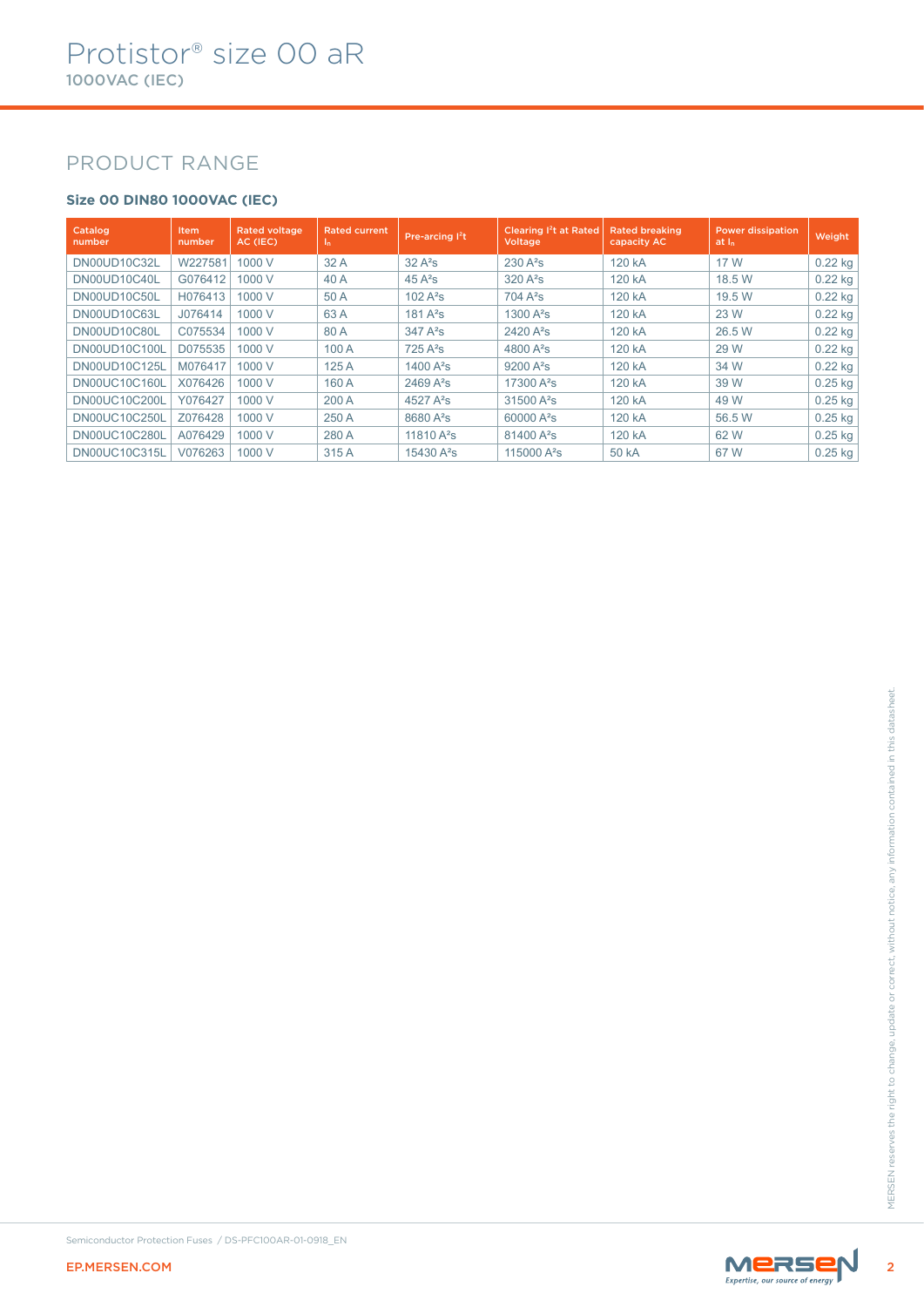# Protistor® size 00 aR

1000VAC (IEC)

## PRODUCT RANGE

### Size 00 DIN80 1000VAC (IEC)

| Catalog number | Item number | Rated voltage AC (IEC) | Rated current $I_n$ | Pre-arcing $I^2t$ | Clearing $I^2t$ at Rated Voltage | Rated breaking capacity AC | Power dissipation at $I_n$ | Weight |
|---|---|---|---|---|---|---|---|---|
| DN00UD10C32L | W227581 | 1000 V | 32 A | 32 A²s | 230 A²s | 120 kA | 17 W | 0.22 kg |
| DN00UD10C40L | G076412 | 1000 V | 40 A | 45 A²s | 320 A²s | 120 kA | 18.5 W | 0.22 kg |
| DN00UD10C50L | H076413 | 1000 V | 50 A | 102 A²s | 704 A²s | 120 kA | 19.5 W | 0.22 kg |
| DN00UD10C63L | J076414 | 1000 V | 63 A | 181 A²s | 1300 A²s | 120 kA | 23 W | 0.22 kg |
| DN00UD10C80L | C075534 | 1000 V | 80 A | 347 A²s | 2420 A²s | 120 kA | 26.5 W | 0.22 kg |
| DN00UD10C100L | D075535 | 1000 V | 100 A | 725 A²s | 4800 A²s | 120 kA | 29 W | 0.22 kg |
| DN00UD10C125L | M076417 | 1000 V | 125 A | 1400 A²s | 9200 A²s | 120 kA | 34 W | 0.22 kg |
| DN00UC10C160L | X076426 | 1000 V | 160 A | 2469 A²s | 17300 A²s | 120 kA | 39 W | 0.25 kg |
| DN00UC10C200L | Y076427 | 1000 V | 200 A | 4527 A²s | 31500 A²s | 120 kA | 49 W | 0.25 kg |
| DN00UC10C250L | Z076428 | 1000 V | 250 A | 8680 A²s | 60000 A²s | 120 kA | 56.5 W | 0.25 kg |
| DN00UC10C280L | A076429 | 1000 V | 280 A | 11810 A²s | 81400 A²s | 120 kA | 62 W | 0.25 kg |
| DN00UC10C315L | V076263 | 1000 V | 315 A | 15430 A²s | 115000 A²s | 50 kA | 67 W | 0.25 kg |

MERSEN reserves the right to change, update or correct, without notice, any information contained in this datasheet.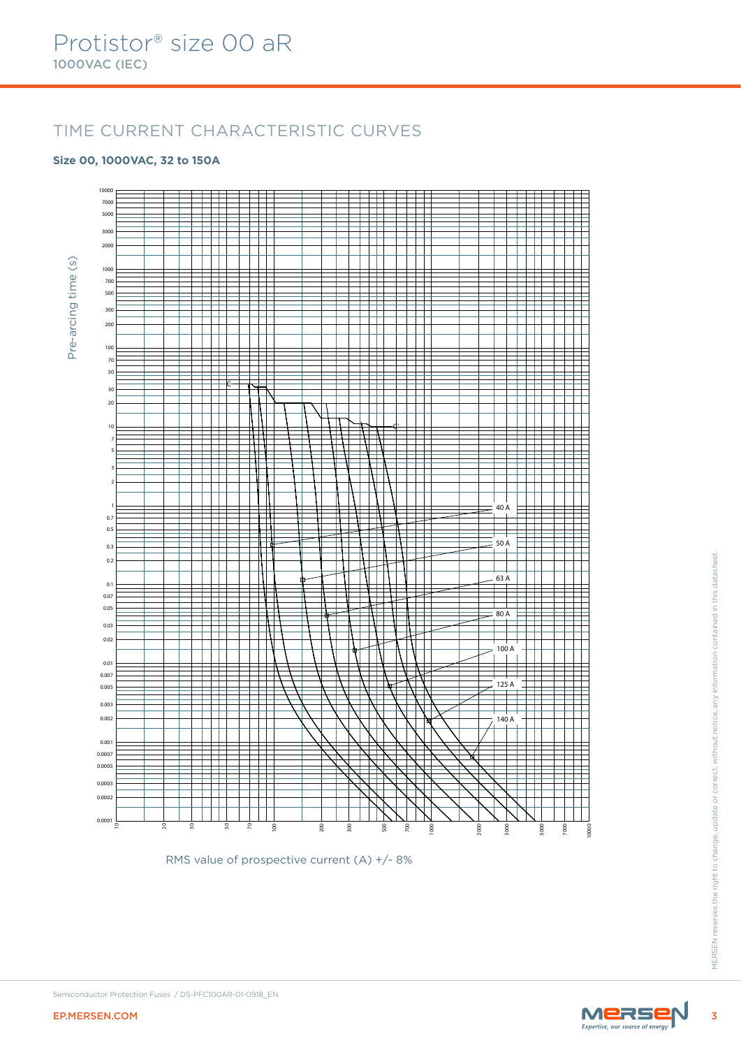# Protistor® size 00 aR

1000VAC (IEC)

## TIME CURRENT CHARACTERISTIC CURVES

**Size 00, 1000VAC, 32 to 150A**

Pre-arcing time (s)

10000, 7000, 5000, 3000, 2000, 1000, 700, 500, 300, 200, 100, 70, 50, 30, 20, 10, 7, 5, 3, 2, 1, 0.7, 0.5, 0.3, 0.2, 0.1, 0.07, 0.05, 0.03, 0.02, 0.01, 0.007, 0.005, 0.003, 0.002, 0.001, 0.0007, 0.0005, 0.0003, 0.0002, 0.0001

40 A, 50 A, 63 A, 80 A, 100 A, 125 A, 140 A

10, 20, 30, 50, 70, 100, 200, 300, 500, 700, 1000, 2000, 3000, 5000, 7000, 10000

RMS value of prospective current (A) +/- 8%

Semiconductor Protection Fuses / DS-PFC100AR-01-0918_EN

EP.MERSEN.COM

MERSEN reserves the right to change, update or correct, without notice, any information contained in this datasheet.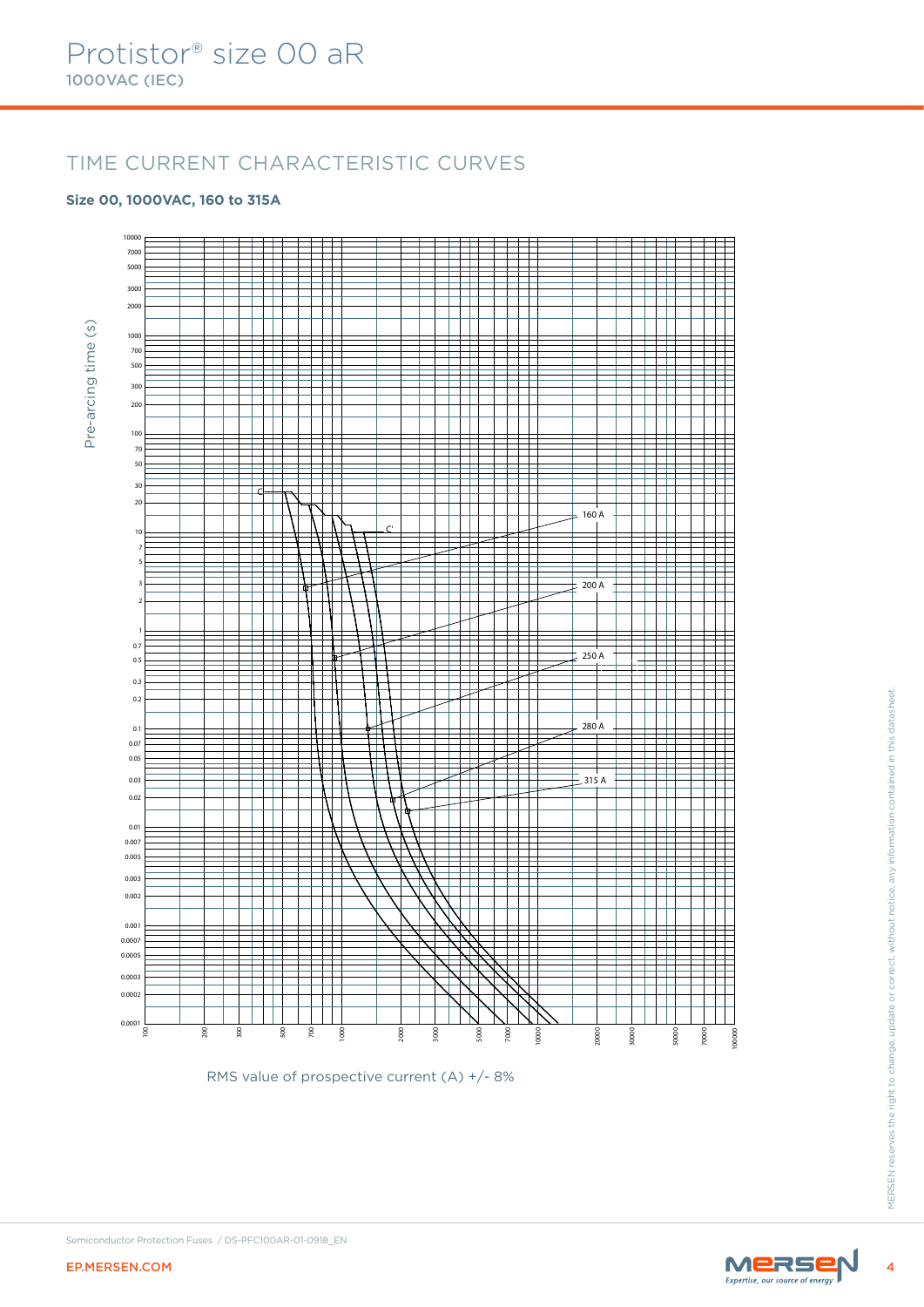# Protistor® size 00 aR

1000VAC (IEC)

## TIME CURRENT CHARACTERISTIC CURVES

**Size 00, 1000VAC, 160 to 315A**

Pre-arcing time (s)

10000, 7000, 5000, 3000, 2000, 1000, 700, 500, 300, 200, 100, 70, 50, 30, 20, 10, 7, 5, 3, 2, 1, 0.7, 0.5, 0.3, 0.2, 0.1, 0.07, 0.05, 0.03, 0.02, 0.01, 0.007, 0.005, 0.003, 0.002, 0.001, 0.0007, 0.0005, 0.0003, 0.0002, 0.0001

C

C'

160 A

200 A

250 A

280 A

315 A

100, 200, 300, 500, 700, 1000, 2000, 3000, 5000, 7000, 10000, 20000, 30000, 50000, 70000, 100000

RMS value of prospective current (A) +/- 8%

Semiconductor Protection Fuses / DS-PFC100AR-01-0918_EN

EP.MERSEN.COM

MERSEN reserves the right to change, update or correct, without notice, any information contained in this datasheet.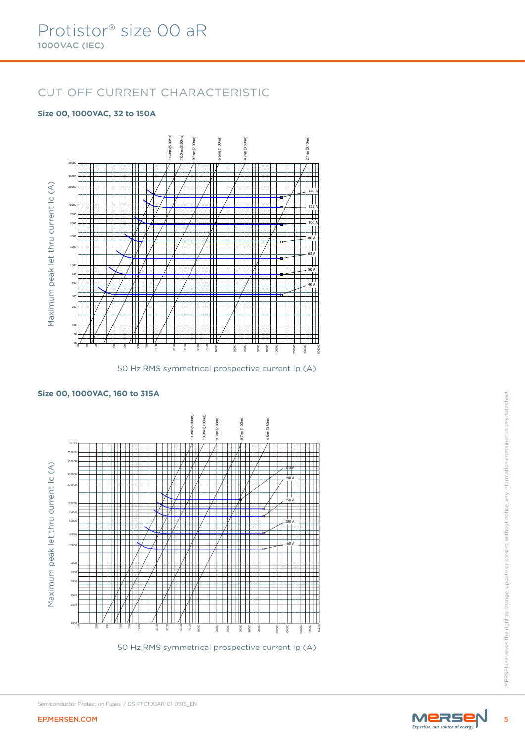# Protistor® size 00 aR

1000VAC (IEC)

## CUT-OFF CURRENT CHARACTERISTIC

**Size 00, 1000VAC, 32 to 150A**

Maximum peak let thru current Ic (A)

10.0ms(5.00ms) 10.0ms(3.00ms) 9.1ms(2.00ms) 6.6ms(1.00ms) 4.7ms(0.50ms) 2.1ms(0.10ms)

140 A, 125 A, 100 A, 80 A, 63 A, 50 A, 40 A

50 Hz RMS symmetrical prospective current Ip (A)

**Size 00, 1000VAC, 160 to 315A**

Maximum peak let thru current Ic (A)

10.0ms(5.00ms) 10.0ms(3.00ms) 9.3ms(2.00ms) 6.7ms(1.00ms) 4.8ms(0.50ms)

315 A, 280 A, 250 A, 200 A, 160 A

50 Hz RMS symmetrical prospective current Ip (A)

Semiconductor Protection Fuses / DS-PFC100AR-01-0918_EN

EP.MERSEN.COM

MERSEN reserves the right to change, update or correct, without notice, any information contained in this datasheet.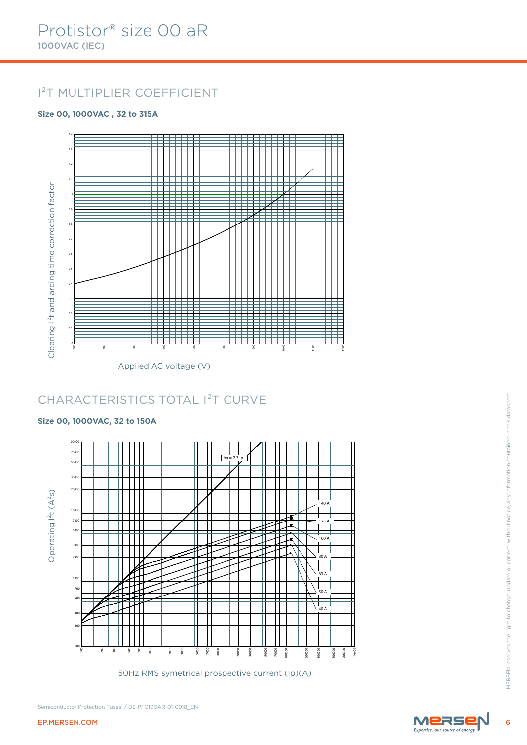# Protistor® size 00 aR

1000VAC (IEC)

## I²T MULTIPLIER COEFFICIENT

**Size 00, 1000VAC , 32 to 315A**

Clearing I²t and arcing time correction factor

Applied AC voltage (V)

## CHARACTERISTICS TOTAL I²T CURVE

**Size 00, 1000VAC, 32 to 150A**

Im = 2.3 Ip

140 A

125 A

100 A

80 A

63 A

50 A

40 A

Operating I²t (A²s)

50Hz RMS symetrical prospective current (Ip)(A)

MERSEN reserves the right to change, update or correct, without notice, any information contained in this datasheet.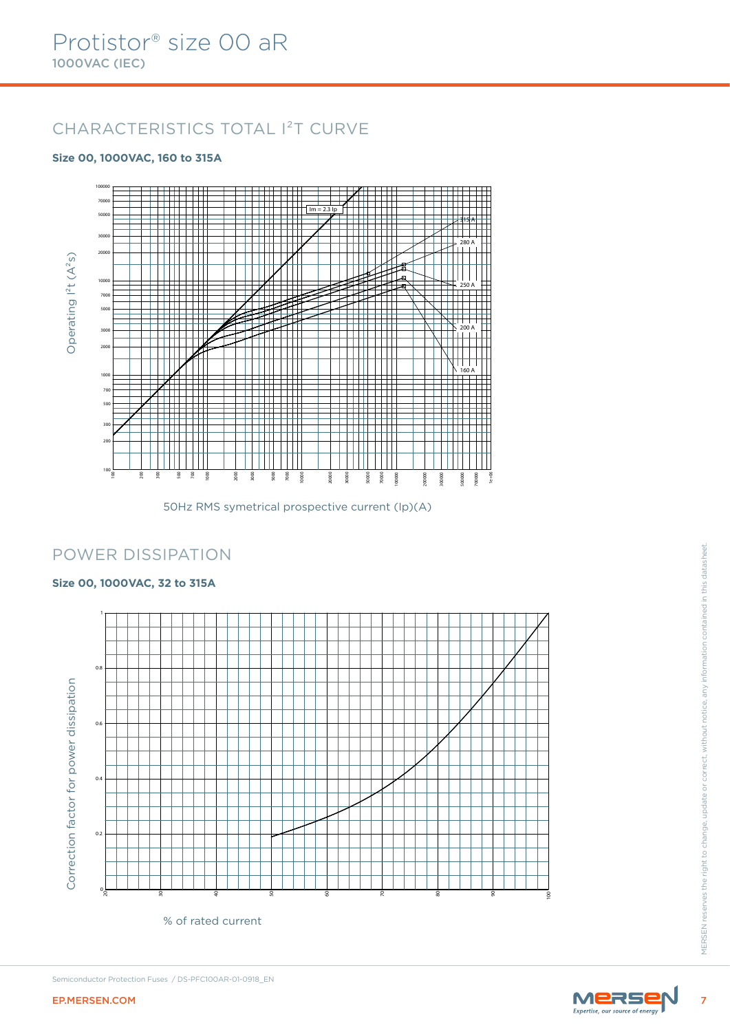# Protistor® size 00 aR

1000VAC (IEC)

## CHARACTERISTICS TOTAL I²T CURVE

**Size 00, 1000VAC, 160 to 315A**

Operating I²t (A²s)

Im = 2.3 Ip

315 A
280 A
250 A
200 A
160 A

50Hz RMS symetrical prospective current (Ip)(A)

## POWER DISSIPATION

**Size 00, 1000VAC, 32 to 315A**

Correction factor for power dissipation

% of rated current

Semiconductor Protection Fuses / DS-PFC100AR-01-0918_EN

EP.MERSEN.COM

MERSEN reserves the right to change, update or correct, without notice, any information contained in this datasheet.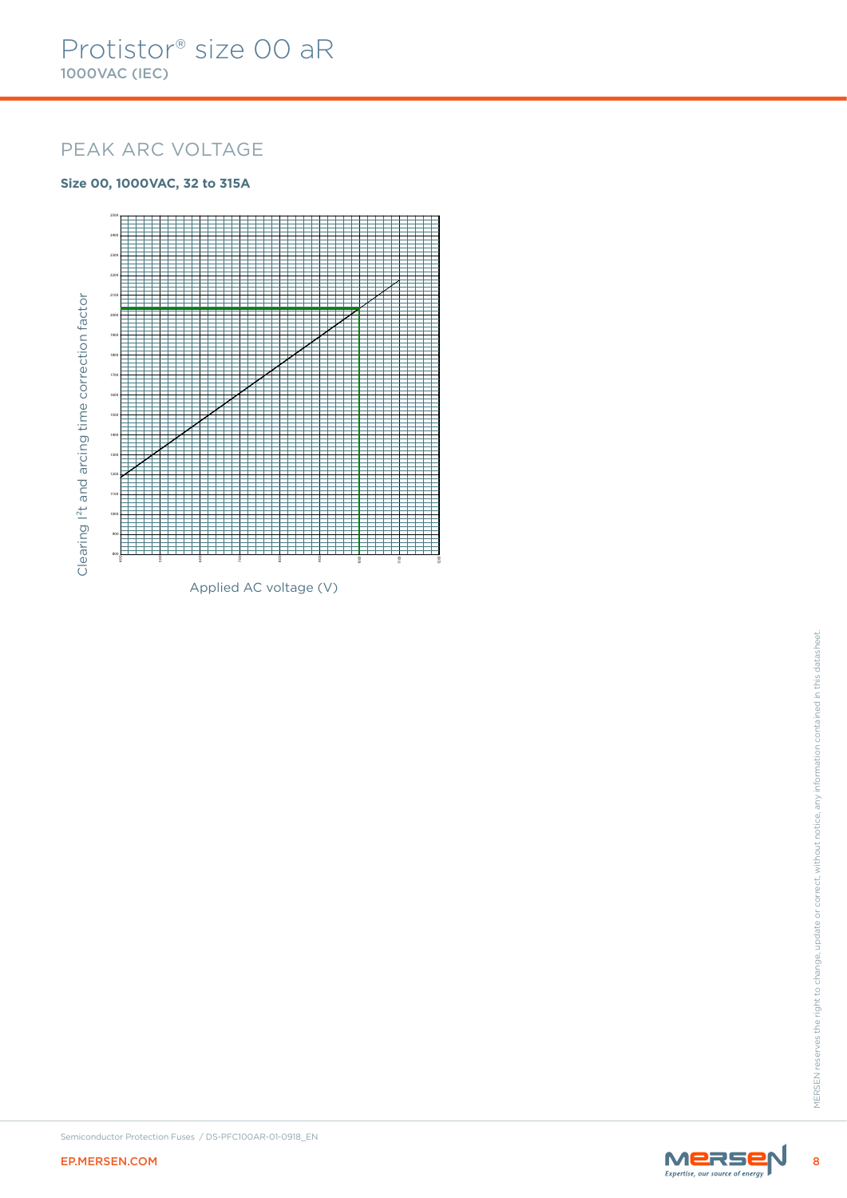# Protistor® size 00 aR

**1000VAC (IEC)**

## PEAK ARC VOLTAGE

**Size 00, 1000VAC, 32 to 315A**

Clearing I²t and arcing time correction factor

Applied AC voltage (V)

Semiconductor Protection Fuses / DS-PFC100AR-01-0918_EN

EP.MERSEN.COM

MERSEN reserves the right to change, update or correct, without notice, any information contained in this datasheet.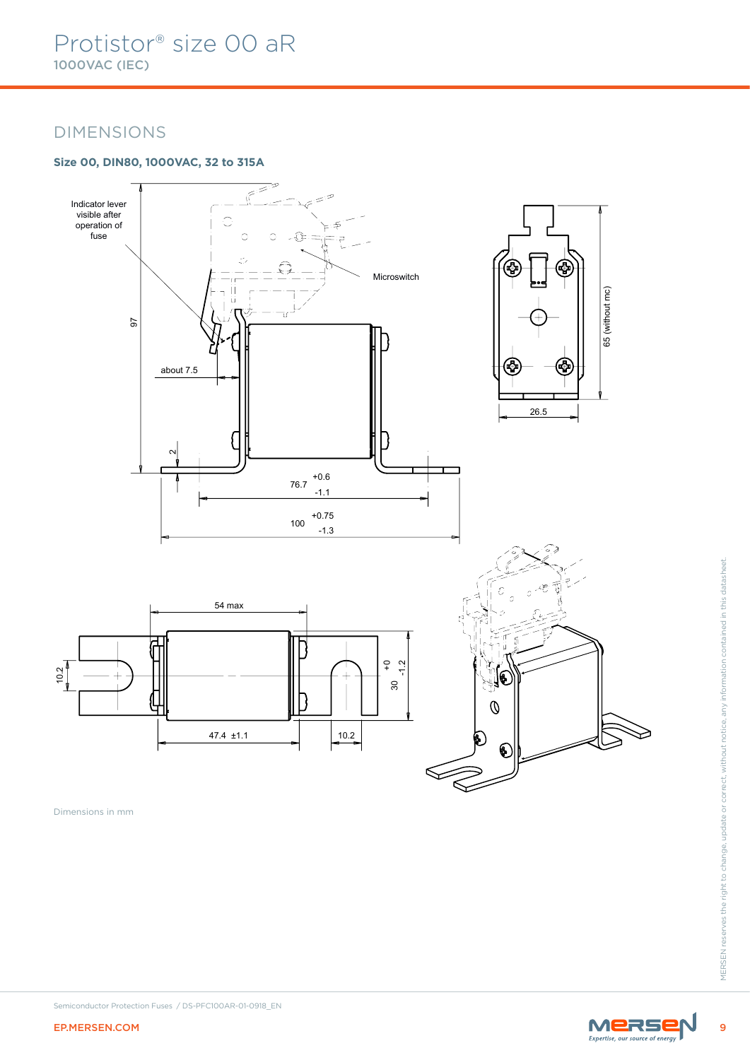# Protistor® size 00 aR

1000VAC (IEC)

## DIMENSIONS

### Size 00, DIN80, 1000VAC, 32 to 315A

Indicator lever visible after operation of fuse

Microswitch

97

about 7.5

2

76.7 +0.6 -1.1

100 +0.75 -1.3

65 (without mc)

26.5

54 max

10.2

30 +0 -1.2

47.4 ±1.1

10.2

Dimensions in mm

MERSEN reserves the right to change, update or correct, without notice, any information contained in this datasheet.

Semiconductor Protection Fuses / DS-PFC100AR-01-0918_EN

EP.MERSEN.COM